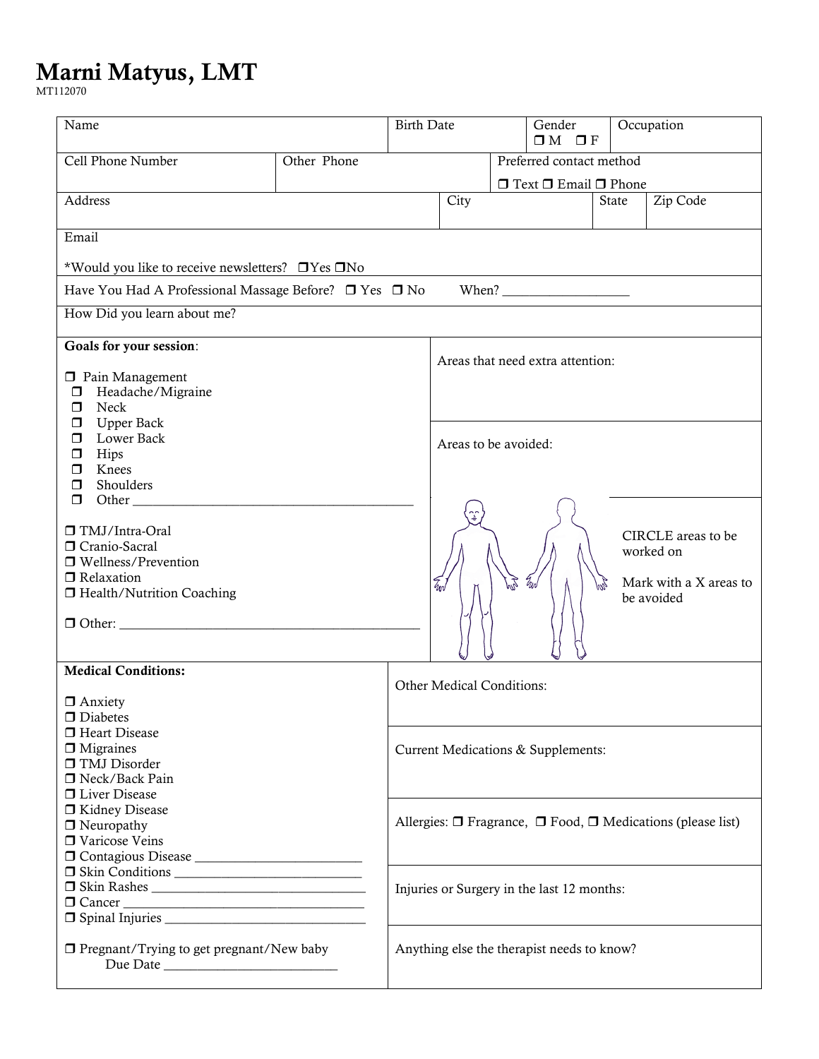# Marni Matyus, LMT

MT112070

| Name | Birth Date | Gender ❒ M ❒ F | Occupation |
|---|---|---|---|

| Cell Phone Number | Other Phone | Preferred contact method ❒ Text ❒ Email ❒ Phone |
|---|---|---|

| Address | City | State | Zip Code |
|---|---|---|---|

Email

*Would you like to receive newsletters? ❒Yes ❒No

Have You Had A Professional Massage Before? ❒ Yes ❒ No When? ___________________

How Did you learn about me?

**Goals for your session**:

❒ Pain Management
- ❒ Headache/Migraine
- ❒ Neck
- ❒ Upper Back
- ❒ Lower Back
- ❒ Hips
- ❒ Knees
- ❒ Shoulders
- ❒ Other ___________________________________________

❒ TMJ/Intra-Oral
❒ Cranio-Sacral
❒ Wellness/Prevention
❒ Relaxation
❒ Health/Nutrition Coaching

❒ Other: ______________________________________________

Areas that need extra attention:

Areas to be avoided:

CIRCLE areas to be worked on

Mark with a X areas to be avoided

**Medical Conditions:**

❒ Anxiety
❒ Diabetes
❒ Heart Disease
❒ Migraines
❒ TMJ Disorder
❒ Neck/Back Pain
❒ Liver Disease
❒ Kidney Disease
❒ Neuropathy
❒ Varicose Veins
❒ Contagious Disease _________________________
❒ Skin Conditions ____________________________
❒ Skin Rashes _______________________________
❒ Cancer ____________________________________
❒ Spinal Injuries ______________________________

❒ Pregnant/Trying to get pregnant/New baby
Due Date __________________________

Other Medical Conditions:

Current Medications & Supplements:

Allergies: ❒ Fragrance, ❒ Food, ❒ Medications (please list)

Injuries or Surgery in the last 12 months:

Anything else the therapist needs to know?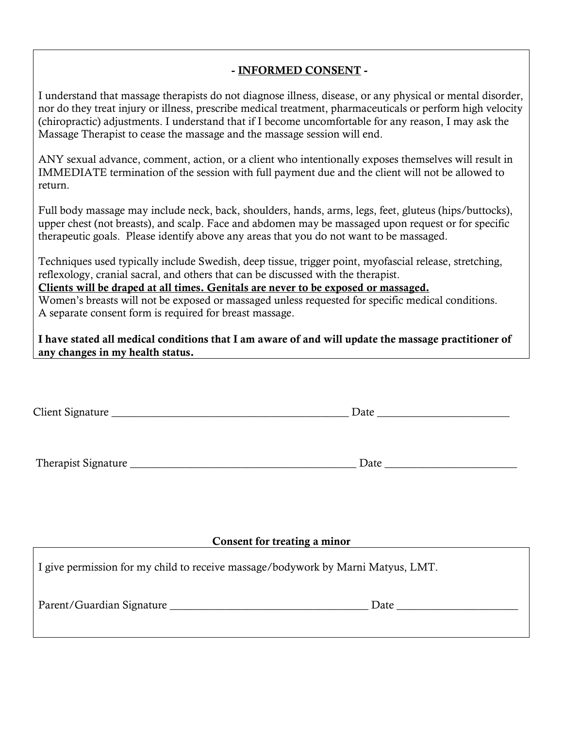## - <u>INFORMED CONSENT</u> -

I understand that massage therapists do not diagnose illness, disease, or any physical or mental disorder, nor do they treat injury or illness, prescribe medical treatment, pharmaceuticals or perform high velocity (chiropractic) adjustments. I understand that if I become uncomfortable for any reason, I may ask the Massage Therapist to cease the massage and the massage session will end.

ANY sexual advance, comment, action, or a client who intentionally exposes themselves will result in IMMEDIATE termination of the session with full payment due and the client will not be allowed to return.

Full body massage may include neck, back, shoulders, hands, arms, legs, feet, gluteus (hips/buttocks), upper chest (not breasts), and scalp. Face and abdomen may be massaged upon request or for specific therapeutic goals. Please identify above any areas that you do not want to be massaged.

Techniques used typically include Swedish, deep tissue, trigger point, myofascial release, stretching, reflexology, cranial sacral, and others that can be discussed with the therapist.
**<u>Clients will be draped at all times. Genitals are never to be exposed or massaged.</u>**
Women's breasts will not be exposed or massaged unless requested for specific medical conditions.
A separate consent form is required for breast massage.

**I have stated all medical conditions that I am aware of and will update the massage practitioner of any changes in my health status.**

Client Signature ____________________________________________ Date ________________________

Therapist Signature _________________________________________ Date ________________________

**Consent for treating a minor**

I give permission for my child to receive massage/bodywork by Marni Matyus, LMT.

Parent/Guardian Signature ____________________________________ Date ______________________